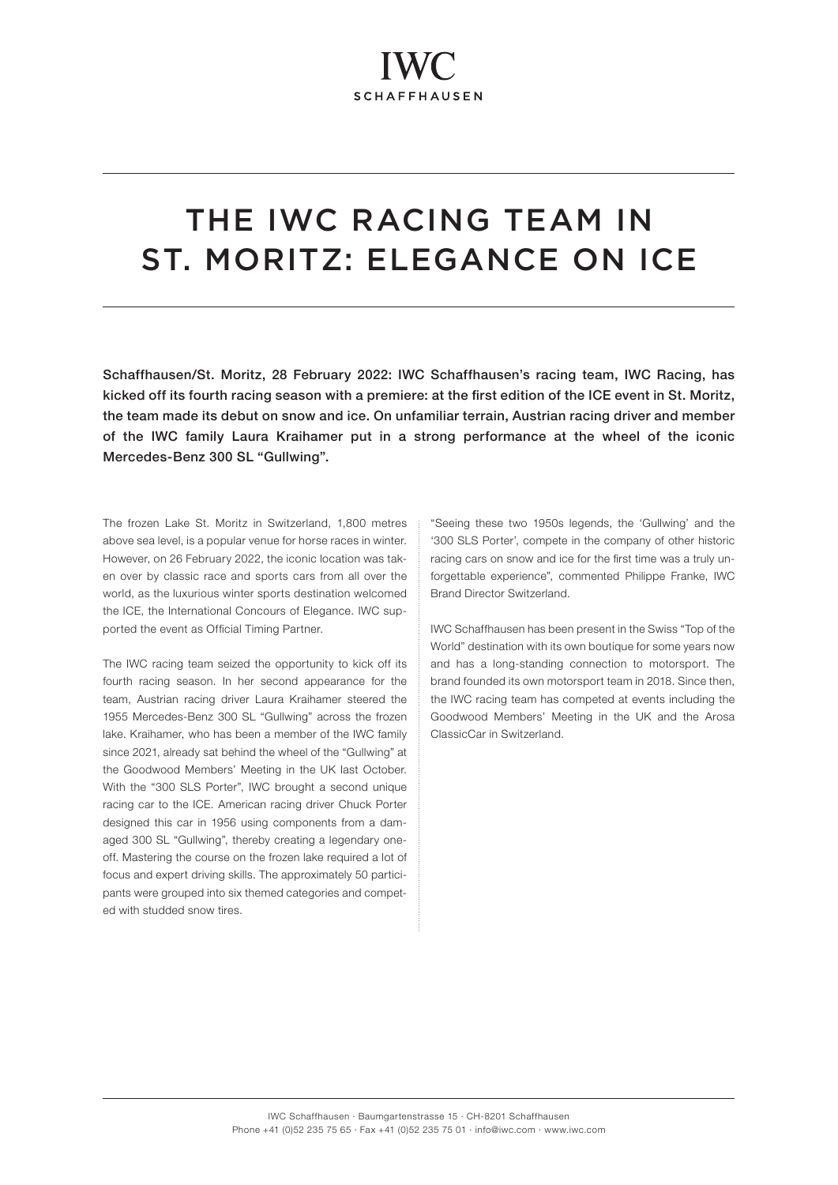IWC SCHAFFHAUSEN

# THE IWC RACING TEAM IN ST. MORITZ: ELEGANCE ON ICE

**Schaffhausen/St. Moritz, 28 February 2022: IWC Schaffhausen's racing team, IWC Racing, has kicked off its fourth racing season with a premiere: at the first edition of the ICE event in St. Moritz, the team made its debut on snow and ice. On unfamiliar terrain, Austrian racing driver and member of the IWC family Laura Kraihamer put in a strong performance at the wheel of the iconic Mercedes-Benz 300 SL "Gullwing".**

The frozen Lake St. Moritz in Switzerland, 1,800 metres above sea level, is a popular venue for horse races in winter. However, on 26 February 2022, the iconic location was taken over by classic race and sports cars from all over the world, as the luxurious winter sports destination welcomed the ICE, the International Concours of Elegance. IWC supported the event as Official Timing Partner.

The IWC racing team seized the opportunity to kick off its fourth racing season. In her second appearance for the team, Austrian racing driver Laura Kraihamer steered the 1955 Mercedes-Benz 300 SL "Gullwing" across the frozen lake. Kraihamer, who has been a member of the IWC family since 2021, already sat behind the wheel of the "Gullwing" at the Goodwood Members' Meeting in the UK last October. With the "300 SLS Porter", IWC brought a second unique racing car to the ICE. American racing driver Chuck Porter designed this car in 1956 using components from a damaged 300 SL "Gullwing", thereby creating a legendary one-off. Mastering the course on the frozen lake required a lot of focus and expert driving skills. The approximately 50 participants were grouped into six themed categories and competed with studded snow tires.

"Seeing these two 1950s legends, the 'Gullwing' and the '300 SLS Porter', compete in the company of other historic racing cars on snow and ice for the first time was a truly unforgettable experience", commented Philippe Franke, IWC Brand Director Switzerland.

IWC Schaffhausen has been present in the Swiss "Top of the World" destination with its own boutique for some years now and has a long-standing connection to motorsport. The brand founded its own motorsport team in 2018. Since then, the IWC racing team has competed at events including the Goodwood Members' Meeting in the UK and the Arosa ClassicCar in Switzerland.

IWC Schaffhausen · Baumgartenstrasse 15 · CH-8201 Schaffhausen
Phone +41 (0)52 235 75 65 · Fax +41 (0)52 235 75 01 · info@iwc.com · www.iwc.com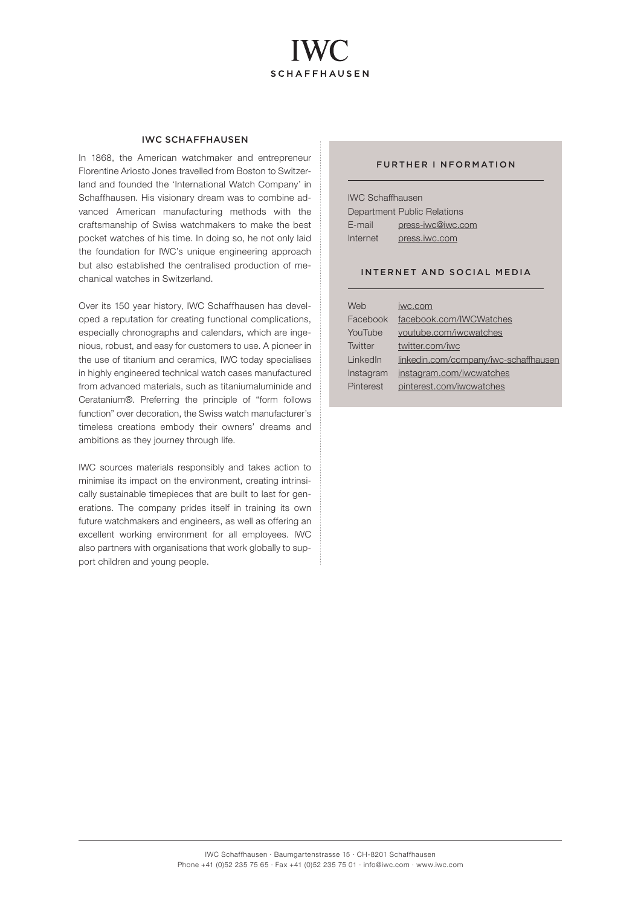## IWC SCHAFFHAUSEN

In 1868, the American watchmaker and entrepreneur Florentine Ariosto Jones travelled from Boston to Switzerland and founded the 'International Watch Company' in Schaffhausen. His visionary dream was to combine advanced American manufacturing methods with the craftsmanship of Swiss watchmakers to make the best pocket watches of his time. In doing so, he not only laid the foundation for IWC's unique engineering approach but also established the centralised production of mechanical watches in Switzerland.

Over its 150 year history, IWC Schaffhausen has developed a reputation for creating functional complications, especially chronographs and calendars, which are ingenious, robust, and easy for customers to use. A pioneer in the use of titanium and ceramics, IWC today specialises in highly engineered technical watch cases manufactured from advanced materials, such as titaniumaluminide and Ceratanium®. Preferring the principle of "form follows function" over decoration, the Swiss watch manufacturer's timeless creations embody their owners' dreams and ambitions as they journey through life.

IWC sources materials responsibly and takes action to minimise its impact on the environment, creating intrinsically sustainable timepieces that are built to last for generations. The company prides itself in training its own future watchmakers and engineers, as well as offering an excellent working environment for all employees. IWC also partners with organisations that work globally to support children and young people.

### FURTHER INFORMATION

IWC Schaffhausen
Department Public Relations

| | |
|---|---|
| E-mail | press-iwc@iwc.com |
| Internet | press.iwc.com |

### INTERNET AND SOCIAL MEDIA

| | |
|---|---|
| Web | iwc.com |
| Facebook | facebook.com/IWCWatches |
| YouTube | youtube.com/iwcwatches |
| Twitter | twitter.com/iwc |
| LinkedIn | linkedin.com/company/iwc-schaffhausen |
| Instagram | instagram.com/iwcwatches |
| Pinterest | pinterest.com/iwcwatches |

IWC Schaffhausen · Baumgartenstrasse 15 · CH-8201 Schaffhausen
Phone +41 (0)52 235 75 65 · Fax +41 (0)52 235 75 01 · info@iwc.com · www.iwc.com